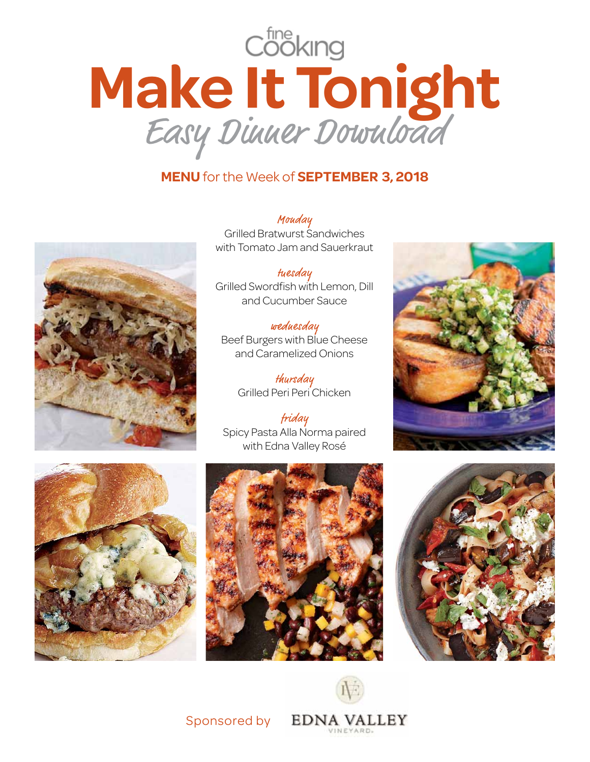fine Cooking

# Make It Tonight

## Easy Dinner Download

**MENU** for the Week of **SEPTEMBER 3, 2018**

*Monday*
Grilled Bratwurst Sandwiches with Tomato Jam and Sauerkraut

*tuesday*
Grilled Swordfish with Lemon, Dill and Cucumber Sauce

*wednesday*
Beef Burgers with Blue Cheese and Caramelized Onions

*thursday*
Grilled Peri Peri Chicken

*friday*
Spicy Pasta Alla Norma paired with Edna Valley Rosé

Sponsored by EDNA VALLEY VINEYARD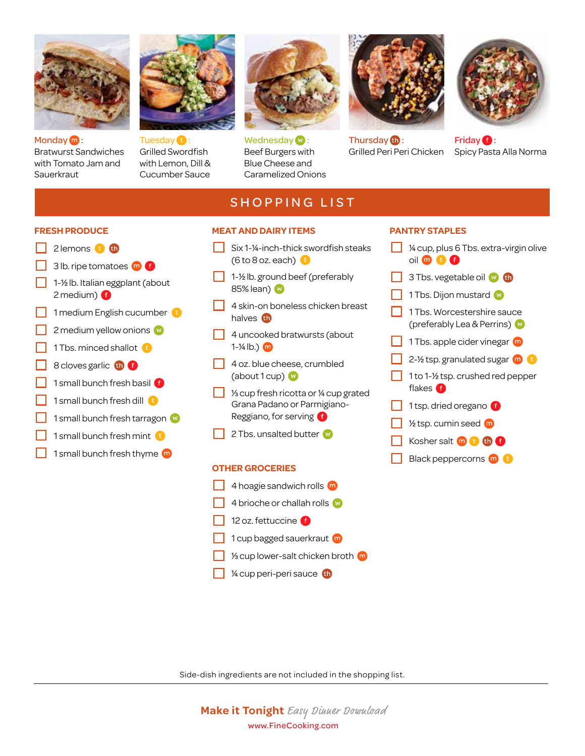**Monday** (m): Bratwurst Sandwiches with Tomato Jam and Sauerkraut

**Tuesday** (t): Grilled Swordfish with Lemon, Dill & Cucumber Sauce

**Wednesday** (w): Beef Burgers with Blue Cheese and Caramelized Onions

**Thursday** (th): Grilled Peri Peri Chicken

**Friday** (f): Spicy Pasta Alla Norma

# SHOPPING LIST

## FRESH PRODUCE

- [ ] 2 lemons (t) (th)
- [ ] 3 lb. ripe tomatoes (m) (f)
- [ ] 1-½ lb. Italian eggplant (about 2 medium) (f)
- [ ] 1 medium English cucumber (t)
- [ ] 2 medium yellow onions (w)
- [ ] 1 Tbs. minced shallot (t)
- [ ] 8 cloves garlic (th) (f)
- [ ] 1 small bunch fresh basil (f)
- [ ] 1 small bunch fresh dill (t)
- [ ] 1 small bunch fresh tarragon (w)
- [ ] 1 small bunch fresh mint (t)
- [ ] 1 small bunch fresh thyme (m)

## MEAT AND DAIRY ITEMS

- [ ] Six 1-¼-inch-thick swordfish steaks (6 to 8 oz. each) (t)
- [ ] 1-½ lb. ground beef (preferably 85% lean) (w)
- [ ] 4 skin-on boneless chicken breast halves (th)
- [ ] 4 uncooked bratwursts (about 1-¼ lb.) (m)
- [ ] 4 oz. blue cheese, crumbled (about 1 cup) (w)
- [ ] ⅓ cup fresh ricotta or ¼ cup grated Grana Padano or Parmigiano-Reggiano, for serving (f)
- [ ] 2 Tbs. unsalted butter (w)

## OTHER GROCERIES

- [ ] 4 hoagie sandwich rolls (m)
- [ ] 4 brioche or challah rolls (w)
- [ ] 12 oz. fettuccine (f)
- [ ] 1 cup bagged sauerkraut (m)
- [ ] ⅓ cup lower-salt chicken broth (m)
- [ ] ¼ cup peri-peri sauce (th)

## PANTRY STAPLES

- [ ] ¼ cup, plus 6 Tbs. extra-virgin olive oil (m) (t) (f)
- [ ] 3 Tbs. vegetable oil (w) (th)
- [ ] 1 Tbs. Dijon mustard (w)
- [ ] 1 Tbs. Worcestershire sauce (preferably Lea & Perrins) (w)
- [ ] 1 Tbs. apple cider vinegar (m)
- [ ] 2-½ tsp. granulated sugar (m) (t)
- [ ] 1 to 1-½ tsp. crushed red pepper flakes (f)
- [ ] 1 tsp. dried oregano (f)
- [ ] ½ tsp. cumin seed (m)
- [ ] Kosher salt (m) (t) (th) (f)
- [ ] Black peppercorns (m) (t)

Side-dish ingredients are not included in the shopping list.

**Make it Tonight** *Easy Dinner Download*
www.FineCooking.com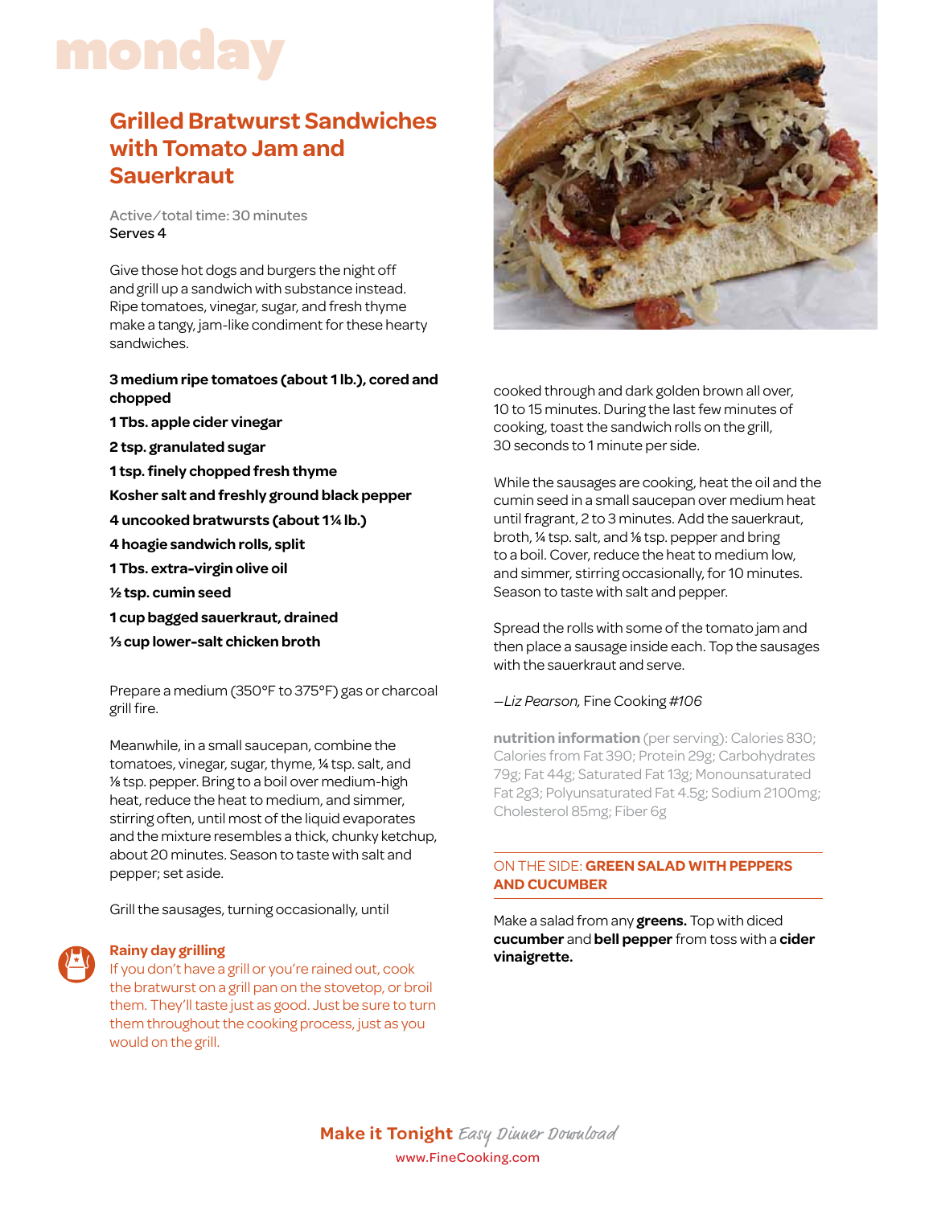# monday

## Grilled Bratwurst Sandwiches with Tomato Jam and Sauerkraut

Active/total time: 30 minutes
**Serves 4**

Give those hot dogs and burgers the night off and grill up a sandwich with substance instead. Ripe tomatoes, vinegar, sugar, and fresh thyme make a tangy, jam-like condiment for these hearty sandwiches.

**3 medium ripe tomatoes (about 1 lb.), cored and chopped**

**1 Tbs. apple cider vinegar**

**2 tsp. granulated sugar**

**1 tsp. finely chopped fresh thyme**

**Kosher salt and freshly ground black pepper**

**4 uncooked bratwursts (about 1¼ lb.)**

**4 hoagie sandwich rolls, split**

**1 Tbs. extra-virgin olive oil**

**½ tsp. cumin seed**

**1 cup bagged sauerkraut, drained**

**⅓ cup lower-salt chicken broth**

Prepare a medium (350°F to 375°F) gas or charcoal grill fire.

Meanwhile, in a small saucepan, combine the tomatoes, vinegar, sugar, thyme, ¼ tsp. salt, and ⅛ tsp. pepper. Bring to a boil over medium-high heat, reduce the heat to medium, and simmer, stirring often, until most of the liquid evaporates and the mixture resembles a thick, chunky ketchup, about 20 minutes. Season to taste with salt and pepper; set aside.

Grill the sausages, turning occasionally, until cooked through and dark golden brown all over, 10 to 15 minutes. During the last few minutes of cooking, toast the sandwich rolls on the grill, 30 seconds to 1 minute per side.

While the sausages are cooking, heat the oil and the cumin seed in a small saucepan over medium heat until fragrant, 2 to 3 minutes. Add the sauerkraut, broth, ¼ tsp. salt, and ⅛ tsp. pepper and bring to a boil. Cover, reduce the heat to medium low, and simmer, stirring occasionally, for 10 minutes. Season to taste with salt and pepper.

Spread the rolls with some of the tomato jam and then place a sausage inside each. Top the sausages with the sauerkraut and serve.

*—Liz Pearson,* Fine Cooking *#106*

**nutrition information** (per serving): Calories 830; Calories from Fat 390; Protein 29g; Carbohydrates 79g; Fat 44g; Saturated Fat 13g; Monounsaturated Fat 2g3g; Polyunsaturated Fat 4.5g; Sodium 2100mg; Cholesterol 85mg; Fiber 6g

### Rainy day grilling

If you don't have a grill or you're rained out, cook the bratwurst on a grill pan on the stovetop, or broil them. They'll taste just as good. Just be sure to turn them throughout the cooking process, just as you would on the grill.

### ON THE SIDE: **GREEN SALAD WITH PEPPERS AND CUCUMBER**

Make a salad from any **greens.** Top with diced **cucumber** and **bell pepper** from toss with a **cider vinaigrette.**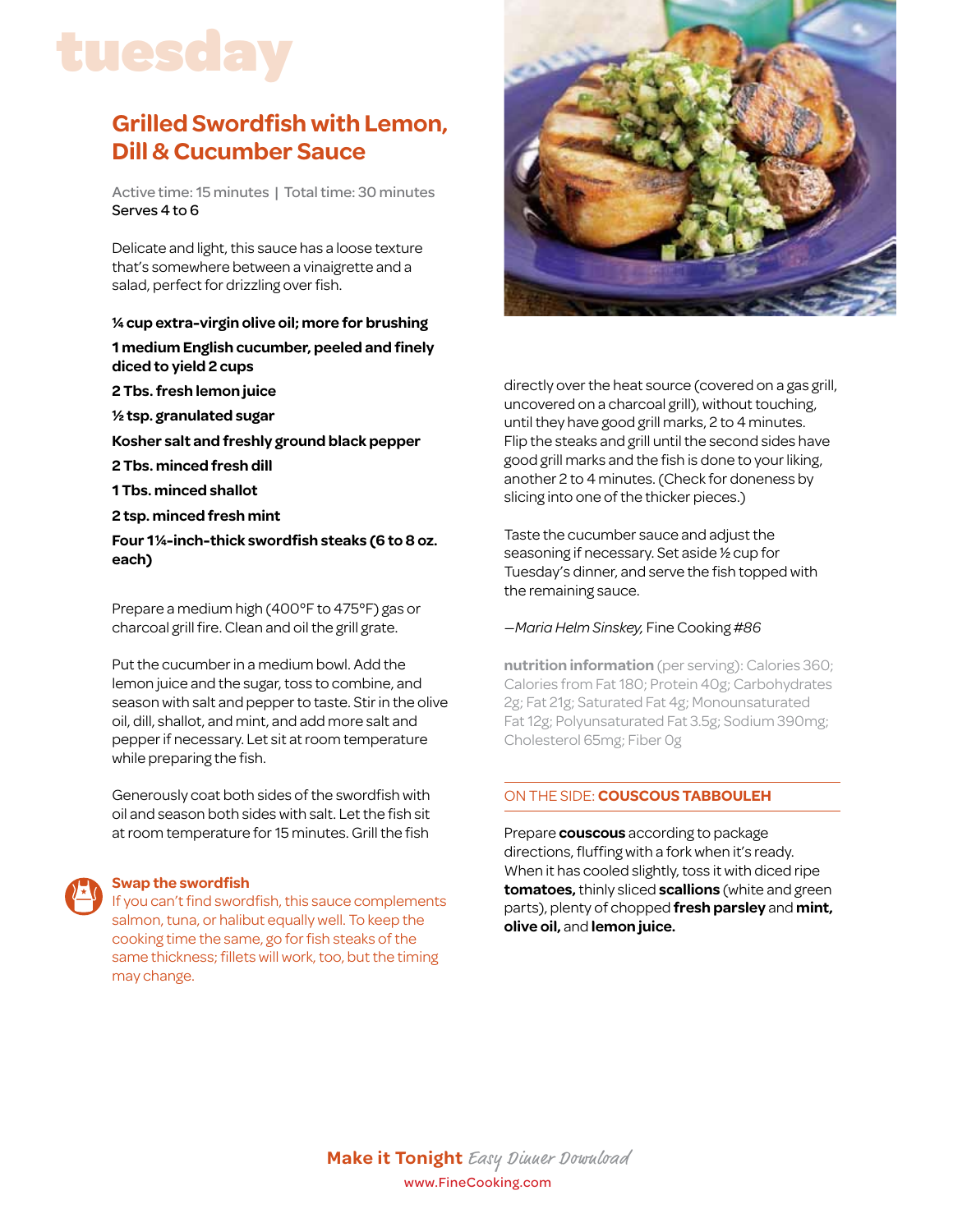# tuesday

## Grilled Swordfish with Lemon, Dill & Cucumber Sauce

Active time: 15 minutes | Total time: 30 minutes
Serves 4 to 6

Delicate and light, this sauce has a loose texture that's somewhere between a vinaigrette and a salad, perfect for drizzling over fish.

**¼ cup extra-virgin olive oil; more for brushing**

**1 medium English cucumber, peeled and finely diced to yield 2 cups**

**2 Tbs. fresh lemon juice**

**½ tsp. granulated sugar**

**Kosher salt and freshly ground black pepper**

**2 Tbs. minced fresh dill**

**1 Tbs. minced shallot**

**2 tsp. minced fresh mint**

**Four 1¼-inch-thick swordfish steaks (6 to 8 oz. each)**

Prepare a medium high (400°F to 475°F) gas or charcoal grill fire. Clean and oil the grill grate.

Put the cucumber in a medium bowl. Add the lemon juice and the sugar, toss to combine, and season with salt and pepper to taste. Stir in the olive oil, dill, shallot, and mint, and add more salt and pepper if necessary. Let sit at room temperature while preparing the fish.

Generously coat both sides of the swordfish with oil and season both sides with salt. Let the fish sit at room temperature for 15 minutes. Grill the fish directly over the heat source (covered on a gas grill, uncovered on a charcoal grill), without touching, until they have good grill marks, 2 to 4 minutes. Flip the steaks and grill until the second sides have good grill marks and the fish is done to your liking, another 2 to 4 minutes. (Check for doneness by slicing into one of the thicker pieces.)

Taste the cucumber sauce and adjust the seasoning if necessary. Set aside ½ cup for Tuesday's dinner, and serve the fish topped with the remaining sauce.

—*Maria Helm Sinskey,* Fine Cooking *#86*

### Swap the swordfish

If you can't find swordfish, this sauce complements salmon, tuna, or halibut equally well. To keep the cooking time the same, go for fish steaks of the same thickness; fillets will work, too, but the timing may change.

**nutrition information** (per serving): Calories 360; Calories from Fat 180; Protein 40g; Carbohydrates 2g; Fat 21g; Saturated Fat 4g; Monounsaturated Fat 12g; Polyunsaturated Fat 3.5g; Sodium 390mg; Cholesterol 65mg; Fiber 0g

### ON THE SIDE: **COUSCOUS TABBOULEH**

Prepare **couscous** according to package directions, fluffing with a fork when it's ready. When it has cooled slightly, toss it with diced ripe **tomatoes,** thinly sliced **scallions** (white and green parts), plenty of chopped **fresh parsley** and **mint, olive oil,** and **lemon juice.**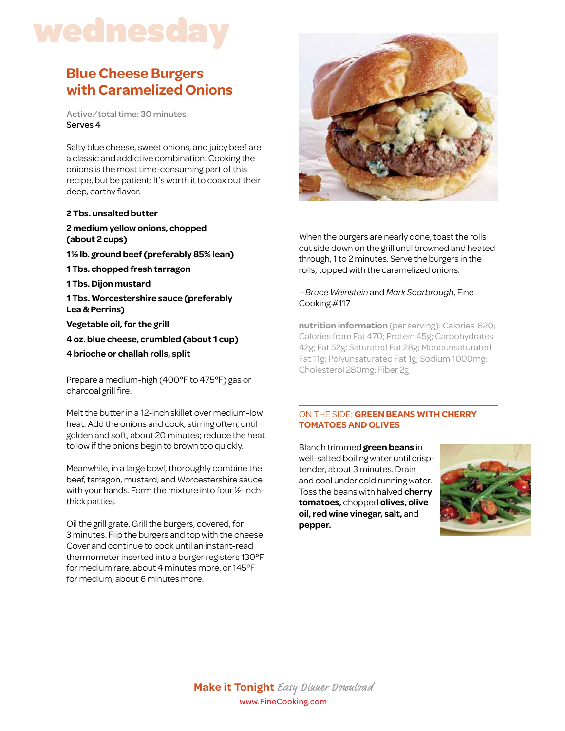# wednesday

## Blue Cheese Burgers with Caramelized Onions

Active/total time: 30 minutes
Serves 4

Salty blue cheese, sweet onions, and juicy beef are a classic and addictive combination. Cooking the onions is the most time-consuming part of this recipe, but be patient: It's worth it to coax out their deep, earthy flavor.

**2 Tbs. unsalted butter**

**2 medium yellow onions, chopped (about 2 cups)**

**1½ lb. ground beef (preferably 85% lean)**

**1 Tbs. chopped fresh tarragon**

**1 Tbs. Dijon mustard**

**1 Tbs. Worcestershire sauce (preferably Lea & Perrins)**

**Vegetable oil, for the grill**

**4 oz. blue cheese, crumbled (about 1 cup)**

**4 brioche or challah rolls, split**

Prepare a medium-high (400°F to 475°F) gas or charcoal grill fire.

Melt the butter in a 12-inch skillet over medium-low heat. Add the onions and cook, stirring often, until golden and soft, about 20 minutes; reduce the heat to low if the onions begin to brown too quickly.

Meanwhile, in a large bowl, thoroughly combine the beef, tarragon, mustard, and Worcestershire sauce with your hands. Form the mixture into four ½-inch-thick patties.

Oil the grill grate. Grill the burgers, covered, for 3 minutes. Flip the burgers and top with the cheese. Cover and continue to cook until an instant-read thermometer inserted into a burger registers 130°F for medium rare, about 4 minutes more, or 145°F for medium, about 6 minutes more.

When the burgers are nearly done, toast the rolls cut side down on the grill until browned and heated through, 1 to 2 minutes. Serve the burgers in the rolls, topped with the caramelized onions.

—*Bruce Weinstein* and *Mark Scarbrough*, Fine Cooking #117

**nutrition information** (per serving): Calories 820; Calories from Fat 470; Protein 45g; Carbohydrates 42g; Fat 52g; Saturated Fat 28g; Monounsaturated Fat 11g; Polyunsaturated Fat 1g; Sodium 1000mg; Cholesterol 280mg; Fiber 2g

### ON THE SIDE: **GREEN BEANS WITH CHERRY TOMATOES AND OLIVES**

Blanch trimmed **green beans** in well-salted boiling water until crisp-tender, about 3 minutes. Drain and cool under cold running water. Toss the beans with halved **cherry tomatoes,** chopped **olives, olive oil, red wine vinegar, salt,** and **pepper.**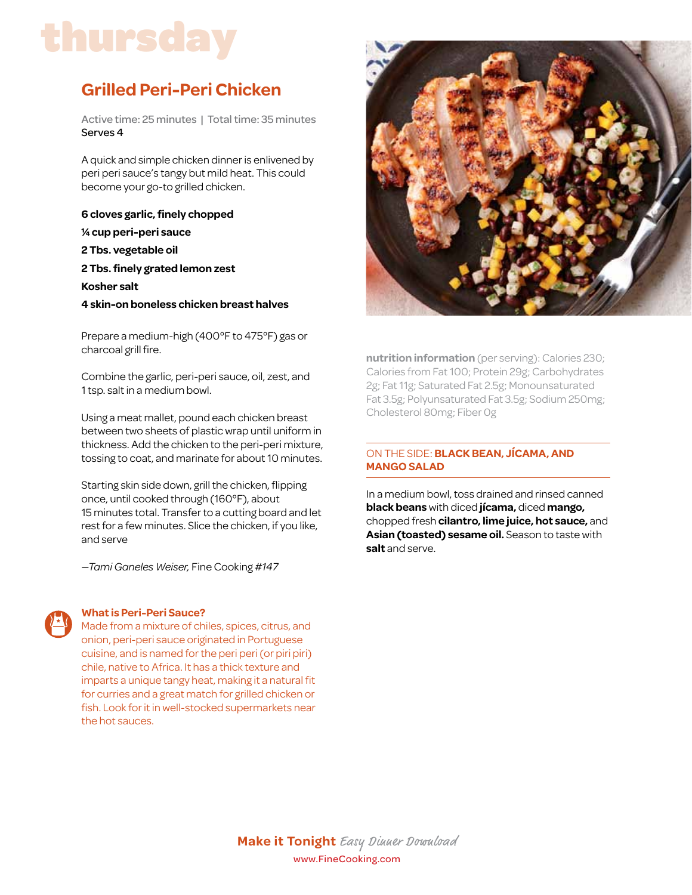# thursday

## Grilled Peri-Peri Chicken

Active time: 25 minutes | Total time: 35 minutes
Serves 4

A quick and simple chicken dinner is enlivened by peri peri sauce's tangy but mild heat. This could become your go-to grilled chicken.

**6 cloves garlic, finely chopped**

**¼ cup peri-peri sauce**

**2 Tbs. vegetable oil**

**2 Tbs. finely grated lemon zest**

**Kosher salt**

**4 skin-on boneless chicken breast halves**

Prepare a medium-high (400°F to 475°F) gas or charcoal grill fire.

Combine the garlic, peri-peri sauce, oil, zest, and 1 tsp. salt in a medium bowl.

Using a meat mallet, pound each chicken breast between two sheets of plastic wrap until uniform in thickness. Add the chicken to the peri-peri mixture, tossing to coat, and marinate for about 10 minutes.

Starting skin side down, grill the chicken, flipping once, until cooked through (160°F), about 15 minutes total. Transfer to a cutting board and let rest for a few minutes. Slice the chicken, if you like, and serve

—*Tami Ganeles Weiser,* Fine Cooking *#147*

### What is Peri-Peri Sauce?

Made from a mixture of chiles, spices, citrus, and onion, peri-peri sauce originated in Portuguese cuisine, and is named for the peri peri (or piri piri) chile, native to Africa. It has a thick texture and imparts a unique tangy heat, making it a natural fit for curries and a great match for grilled chicken or fish. Look for it in well-stocked supermarkets near the hot sauces.

**nutrition information** (per serving): Calories 230; Calories from Fat 100; Protein 29g; Carbohydrates 2g; Fat 11g; Saturated Fat 2.5g; Monounsaturated Fat 3.5g; Polyunsaturated Fat 3.5g; Sodium 250mg; Cholesterol 80mg; Fiber 0g

### ON THE SIDE: BLACK BEAN, JÍCAMA, AND MANGO SALAD

In a medium bowl, toss drained and rinsed canned **black beans** with diced **jícama,** diced **mango,** chopped fresh **cilantro, lime juice, hot sauce,** and **Asian (toasted) sesame oil.** Season to taste with **salt** and serve.

**Make it Tonight** *Easy Dinner Download*
www.FineCooking.com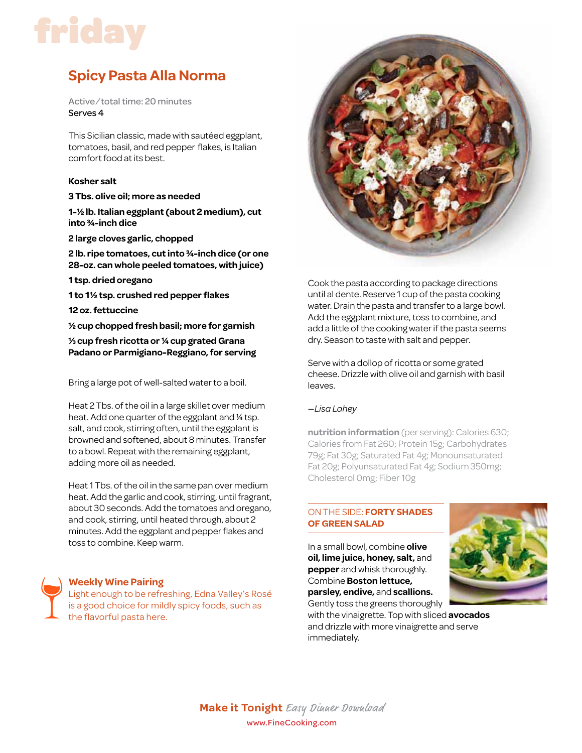# friday

## Spicy Pasta Alla Norma

Active/total time: 20 minutes
Serves 4

This Sicilian classic, made with sautéed eggplant, tomatoes, basil, and red pepper flakes, is Italian comfort food at its best.

**Kosher salt**

**3 Tbs. olive oil; more as needed**

**1-½ lb. Italian eggplant (about 2 medium), cut into ¾-inch dice**

**2 large cloves garlic, chopped**

**2 lb. ripe tomatoes, cut into ¾-inch dice (or one 28-oz. can whole peeled tomatoes, with juice)**

**1 tsp. dried oregano**

**1 to 1½ tsp. crushed red pepper flakes**

**12 oz. fettuccine**

**½ cup chopped fresh basil; more for garnish**

**⅓ cup fresh ricotta or ¼ cup grated Grana Padano or Parmigiano-Reggiano, for serving**

Bring a large pot of well-salted water to a boil.

Heat 2 Tbs. of the oil in a large skillet over medium heat. Add one quarter of the eggplant and ¼ tsp. salt, and cook, stirring often, until the eggplant is browned and softened, about 8 minutes. Transfer to a bowl. Repeat with the remaining eggplant, adding more oil as needed.

Heat 1 Tbs. of the oil in the same pan over medium heat. Add the garlic and cook, stirring, until fragrant, about 30 seconds. Add the tomatoes and oregano, and cook, stirring, until heated through, about 2 minutes. Add the eggplant and pepper flakes and toss to combine. Keep warm.

Cook the pasta according to package directions until al dente. Reserve 1 cup of the pasta cooking water. Drain the pasta and transfer to a large bowl. Add the eggplant mixture, toss to combine, and add a little of the cooking water if the pasta seems dry. Season to taste with salt and pepper.

Serve with a dollop of ricotta or some grated cheese. Drizzle with olive oil and garnish with basil leaves.

*—Lisa Lahey*

**nutrition information** (per serving): Calories 630; Calories from Fat 260; Protein 15g; Carbohydrates 79g; Fat 30g; Saturated Fat 4g; Monounsaturated Fat 20g; Polyunsaturated Fat 4g; Sodium 350mg; Cholesterol 0mg; Fiber 10g

### Weekly Wine Pairing

Light enough to be refreshing, Edna Valley's Rosé is a good choice for mildly spicy foods, such as the flavorful pasta here.

### ON THE SIDE: FORTY SHADES OF GREEN SALAD

In a small bowl, combine **olive oil, lime juice, honey, salt,** and **pepper** and whisk thoroughly. Combine **Boston lettuce, parsley, endive,** and **scallions.** Gently toss the greens thoroughly with the vinaigrette. Top with sliced **avocados** and drizzle with more vinaigrette and serve immediately.

**Make it Tonight** *Easy Dinner Download*
www.FineCooking.com